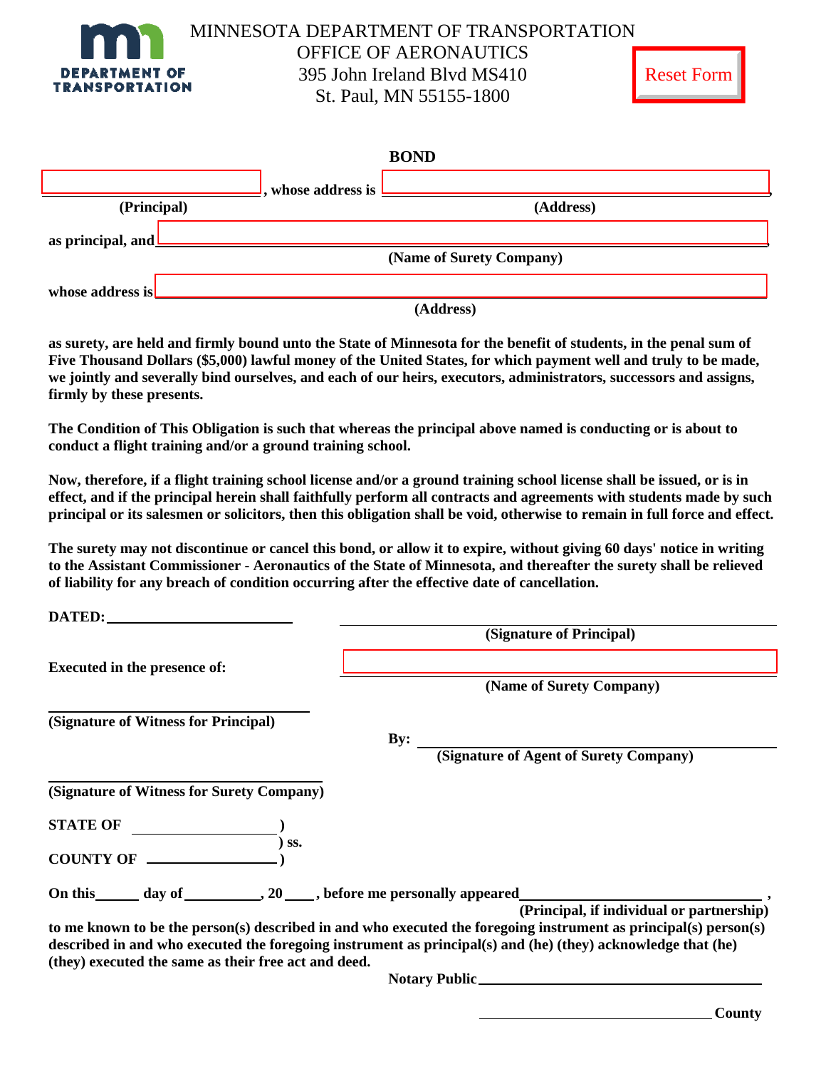MINNESOTA DEPARTMENT OF TRANSPORTATION
OFFICE OF AERONAUTICS
395 John Ireland Blvd MS410
St. Paul, MN 55155-1800

Reset Form

# BOND

______________________, whose address is ______________________________________,
(Principal) (Address)

as principal, and ______________________________________________________________,
(Name of Surety Company)

whose address is _______________________________________________________________
(Address)

**as surety, are held and firmly bound unto the State of Minnesota for the benefit of students, in the penal sum of Five Thousand Dollars ($5,000) lawful money of the United States, for which payment well and truly to be made, we jointly and severally bind ourselves, and each of our heirs, executors, administrators, successors and assigns, firmly by these presents.**

**The Condition of This Obligation is such that whereas the principal above named is conducting or is about to conduct a flight training and/or a ground training school.**

**Now, therefore, if a flight training school license and/or a ground training school license shall be issued, or is in effect, and if the principal herein shall faithfully perform all contracts and agreements with students made by such principal or its salesmen or solicitors, then this obligation shall be void, otherwise to remain in full force and effect.**

**The surety may not discontinue or cancel this bond, or allow it to expire, without giving 60 days' notice in writing to the Assistant Commissioner - Aeronautics of the State of Minnesota, and thereafter the surety shall be relieved of liability for any breach of condition occurring after the effective date of cancellation.**

**DATED:** ______________________

______________________________________
**(Signature of Principal)**

**Executed in the presence of:**

______________________________________
**(Name of Surety Company)**

______________________________
**(Signature of Witness for Principal)**

**By:** ______________________________________
**(Signature of Agent of Surety Company)**

______________________________
**(Signature of Witness for Surety Company)**

**STATE OF** ________________ )
) **ss.**
**COUNTY OF** ________________ )

**On this** _____ **day of** __________, **20** ____, **before me personally appeared** ______________________________ ,
**(Principal, if individual or partnership)**

**to me known to be the person(s) described in and who executed the foregoing instrument as principal(s) person(s) described in and who executed the foregoing instrument as principal(s) and (he) (they) acknowledge that (he) (they) executed the same as their free act and deed.**

**Notary Public** ______________________________

______________________________ **County**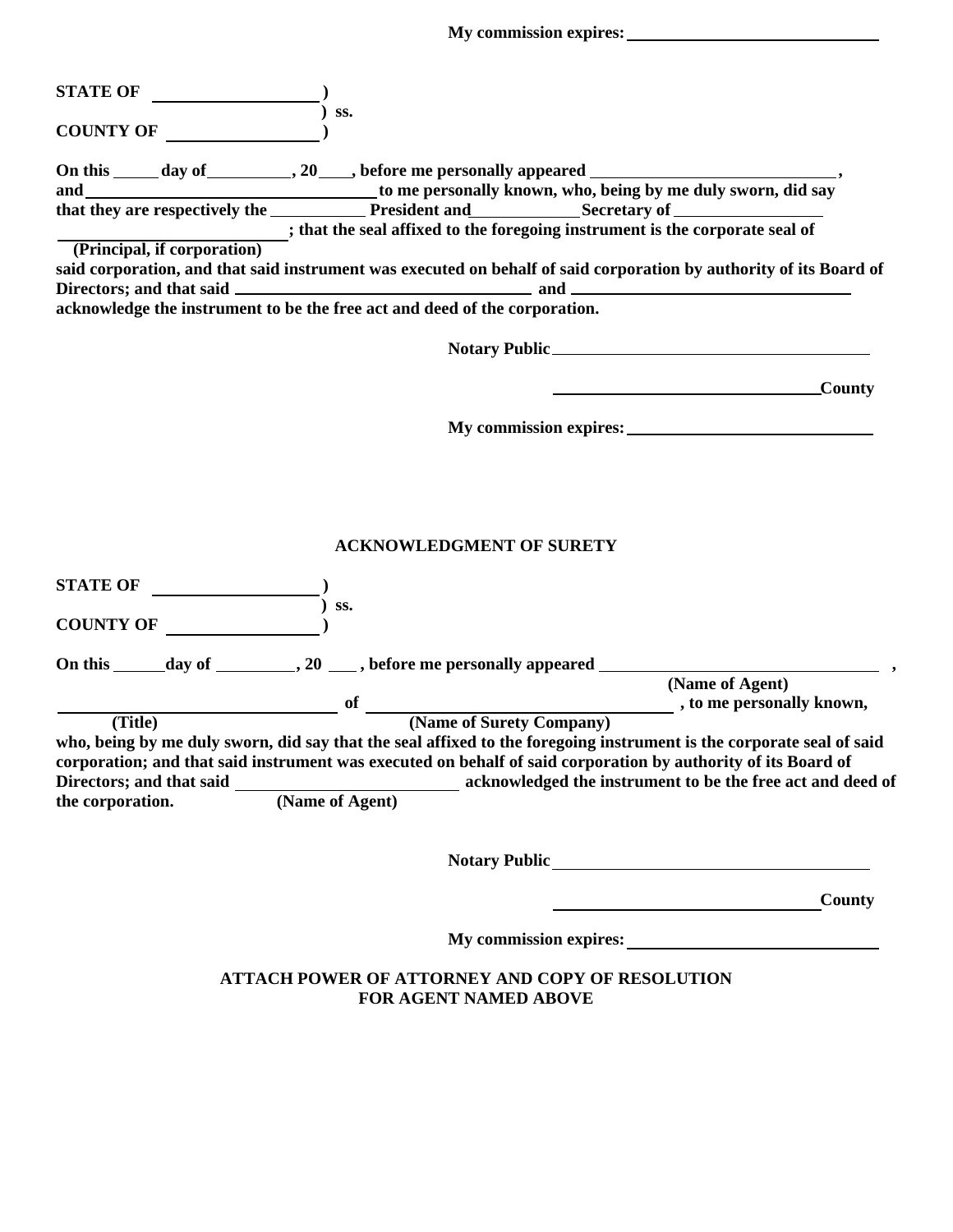**My commission expires: \_\_\_\_\_\_\_\_\_\_\_\_\_\_\_\_\_\_\_\_\_\_\_\_\_\_\_\_\_\_**

**STATE OF \_\_\_\_\_\_\_\_\_\_\_\_\_\_\_\_\_\_\_\_ )**
**) ss.**
**COUNTY OF \_\_\_\_\_\_\_\_\_\_\_\_\_\_\_\_\_\_ )**

**On this \_\_\_\_\_ day of \_\_\_\_\_\_\_\_\_\_, 20\_\_\_\_, before me personally appeared \_\_\_\_\_\_\_\_\_\_\_\_\_\_\_\_\_\_\_\_\_\_\_\_\_\_\_\_\_\_, and \_\_\_\_\_\_\_\_\_\_\_\_\_\_\_\_\_\_\_\_\_\_\_\_\_\_\_\_\_\_\_\_\_\_\_\_ to me personally known, who, being by me duly sworn, did say that they are respectively the \_\_\_\_\_\_\_\_\_\_\_\_ President and \_\_\_\_\_\_\_\_\_\_\_\_\_ Secretary of \_\_\_\_\_\_\_\_\_\_\_\_\_\_\_\_\_\_\_ \_\_\_\_\_\_\_\_\_\_\_\_\_\_\_\_\_\_\_\_\_\_\_\_\_\_\_\_; that the seal affixed to the foregoing instrument is the corporate seal of**
**(Principal, if corporation)**
**said corporation, and that said instrument was executed on behalf of said corporation by authority of its Board of Directors; and that said \_\_\_\_\_\_\_\_\_\_\_\_\_\_\_\_\_\_\_\_\_\_\_\_\_\_\_\_\_\_\_\_\_\_\_\_\_ and \_\_\_\_\_\_\_\_\_\_\_\_\_\_\_\_\_\_\_\_\_\_\_\_\_\_\_\_\_\_\_\_\_\_\_\_\_ acknowledge the instrument to be the free act and deed of the corporation.**

**Notary Public \_\_\_\_\_\_\_\_\_\_\_\_\_\_\_\_\_\_\_\_\_\_\_\_\_\_\_\_\_\_\_\_\_\_\_\_\_\_\_\_**

**\_\_\_\_\_\_\_\_\_\_\_\_\_\_\_\_\_\_\_\_\_\_\_\_\_\_\_\_\_\_\_\_\_\_ County**

**My commission expires: \_\_\_\_\_\_\_\_\_\_\_\_\_\_\_\_\_\_\_\_\_\_\_\_\_\_\_\_\_\_**

## ACKNOWLEDGMENT OF SURETY

**STATE OF \_\_\_\_\_\_\_\_\_\_\_\_\_\_\_\_\_\_\_\_ )**
**) ss.**
**COUNTY OF \_\_\_\_\_\_\_\_\_\_\_\_\_\_\_\_\_\_ )**

**On this \_\_\_\_\_\_ day of \_\_\_\_\_\_\_\_\_\_, 20 \_\_\_ , before me personally appeared \_\_\_\_\_\_\_\_\_\_\_\_\_\_\_\_\_\_\_\_\_\_\_\_\_\_\_\_\_\_\_\_\_\_\_ ,**
**(Name of Agent)**
**\_\_\_\_\_\_\_\_\_\_\_\_\_\_\_\_\_\_\_\_\_\_\_\_\_\_\_\_\_\_\_\_\_\_\_ of \_\_\_\_\_\_\_\_\_\_\_\_\_\_\_\_\_\_\_\_\_\_\_\_\_\_\_\_\_\_\_\_\_\_\_\_\_\_ , to me personally known,**
**(Title) (Name of Surety Company)**
**who, being by me duly sworn, did say that the seal affixed to the foregoing instrument is the corporate seal of said corporation; and that said instrument was executed on behalf of said corporation by authority of its Board of Directors; and that said \_\_\_\_\_\_\_\_\_\_\_\_\_\_\_\_\_\_\_\_\_\_\_\_\_\_\_ acknowledged the instrument to be the free act and deed of the corporation.**
**(Name of Agent)**

**Notary Public \_\_\_\_\_\_\_\_\_\_\_\_\_\_\_\_\_\_\_\_\_\_\_\_\_\_\_\_\_\_\_\_\_\_\_\_\_\_\_\_**

**\_\_\_\_\_\_\_\_\_\_\_\_\_\_\_\_\_\_\_\_\_\_\_\_\_\_\_\_\_\_\_\_\_\_ County**

**My commission expires: \_\_\_\_\_\_\_\_\_\_\_\_\_\_\_\_\_\_\_\_\_\_\_\_\_\_\_\_\_\_**

**ATTACH POWER OF ATTORNEY AND COPY OF RESOLUTION FOR AGENT NAMED ABOVE**